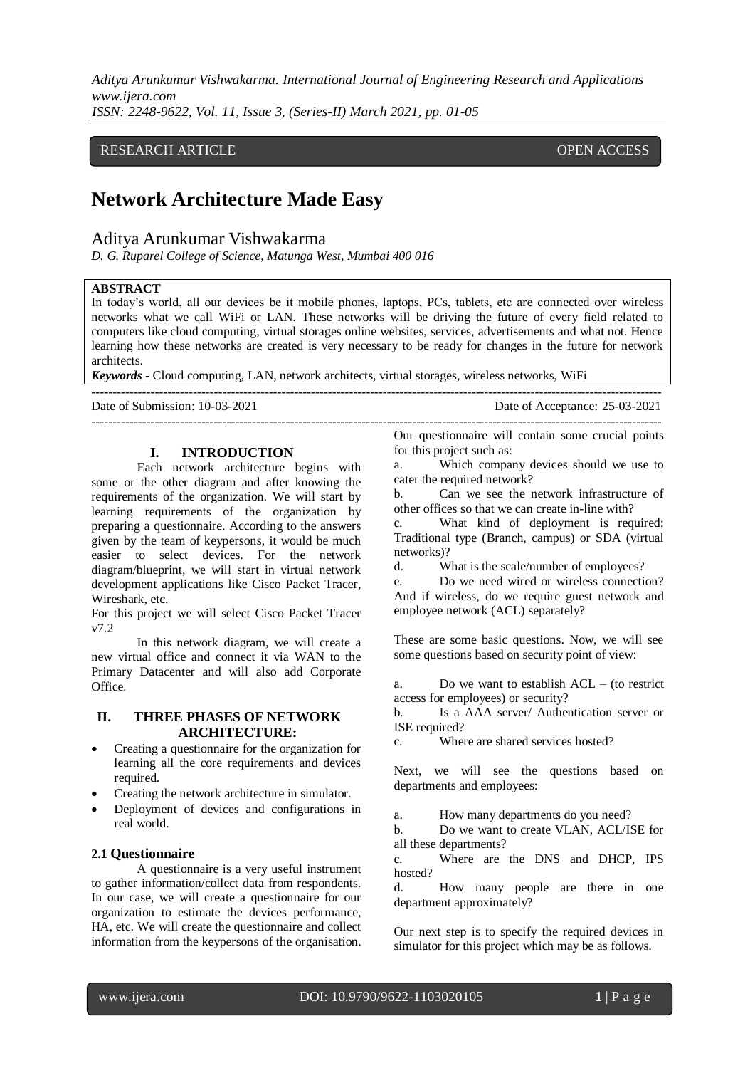RESEARCH ARTICLE OPEN ACCESS

# Network Architecture Made Easy

Aditya Arunkumar Vishwakarma

*D. G. Ruparel College of Science, Matunga West, Mumbai 400 016*

**ABSTRACT**

In today's world, all our devices be it mobile phones, laptops, PCs, tablets, etc are connected over wireless networks what we call WiFi or LAN. These networks will be driving the future of every field related to computers like cloud computing, virtual storages online websites, services, advertisements and what not. Hence learning how these networks are created is very necessary to be ready for changes in the future for network architects.

***Keywords -*** Cloud computing, LAN, network architects, virtual storages, wireless networks, WiFi

Date of Submission: 10-03-2021 Date of Acceptance: 25-03-2021

## I. INTRODUCTION

Each network architecture begins with some or the other diagram and after knowing the requirements of the organization. We will start by learning requirements of the organization by preparing a questionnaire. According to the answers given by the team of keypersons, it would be much easier to select devices. For the network diagram/blueprint, we will start in virtual network development applications like Cisco Packet Tracer, Wireshark, etc.

For this project we will select Cisco Packet Tracer v7.2

In this network diagram, we will create a new virtual office and connect it via WAN to the Primary Datacenter and will also add Corporate Office.

## II. THREE PHASES OF NETWORK ARCHITECTURE:

- Creating a questionnaire for the organization for learning all the core requirements and devices required.
- Creating the network architecture in simulator.
- Deployment of devices and configurations in real world.

### 2.1 Questionnaire

A questionnaire is a very useful instrument to gather information/collect data from respondents. In our case, we will create a questionnaire for our organization to estimate the devices performance, HA, etc. We will create the questionnaire and collect information from the keypersons of the organisation. Our questionnaire will contain some crucial points for this project such as:

a. Which company devices should we use to cater the required network?

b. Can we see the network infrastructure of other offices so that we can create in-line with?

c. What kind of deployment is required: Traditional type (Branch, campus) or SDA (virtual networks)?

d. What is the scale/number of employees?

e. Do we need wired or wireless connection? And if wireless, do we require guest network and employee network (ACL) separately?

These are some basic questions. Now, we will see some questions based on security point of view:

a. Do we want to establish ACL – (to restrict access for employees) or security?

b. Is a AAA server/ Authentication server or ISE required?

c. Where are shared services hosted?

Next, we will see the questions based on departments and employees:

a. How many departments do you need?

b. Do we want to create VLAN, ACL/ISE for all these departments?

c. Where are the DNS and DHCP, IPS hosted?

d. How many people are there in one department approximately?

Our next step is to specify the required devices in simulator for this project which may be as follows.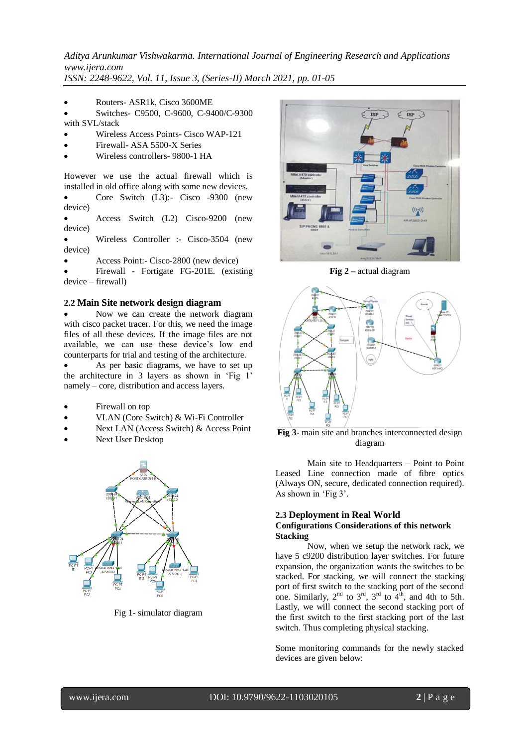- Routers- ASR1k, Cisco 3600ME
- Switches- C9500, C-9600, C-9400/C-9300 with SVL/stack
- Wireless Access Points- Cisco WAP-121
- Firewall- ASA 5500-X Series
- Wireless controllers- 9800-1 HA

However we use the actual firewall which is installed in old office along with some new devices.

- Core Switch (L3):- Cisco -9300 (new device)
- Access Switch (L2) Cisco-9200 (new device)
- Wireless Controller :- Cisco-3504 (new device)
- Access Point:- Cisco-2800 (new device)
- Firewall - Fortigate FG-201E. (existing device – firewall)

## 2.2 Main Site network design diagram

- Now we can create the network diagram with cisco packet tracer. For this, we need the image files of all these devices. If the image files are not available, we can use these device's low end counterparts for trial and testing of the architecture.
- As per basic diagrams, we have to set up the architecture in 3 layers as shown in 'Fig 1' namely – core, distribution and access layers.

- Firewall on top
- VLAN (Core Switch) & Wi-Fi Controller
- Next LAN (Access Switch) & Access Point
- Next User Desktop

Fig 1- simulator diagram

**Fig 2 –** actual diagram

**Fig 3-** main site and branches interconnected design diagram

Main site to Headquarters – Point to Point Leased Line connection made of fibre optics (Always ON, secure, dedicated connection required). As shown in 'Fig 3'.

## 2.3 Deployment in Real World

**Configurations Considerations of this network**

**Stacking**

Now, when we setup the network rack, we have 5 c9200 distribution layer switches. For future expansion, the organization wants the switches to be stacked. For stacking, we will connect the stacking port of first switch to the stacking port of the second one. Similarly, 2nd to 3rd, 3rd to 4th, and 4th to 5th. Lastly, we will connect the second stacking port of the first switch to the first stacking port of the last switch. Thus completing physical stacking.

Some monitoring commands for the newly stacked devices are given below: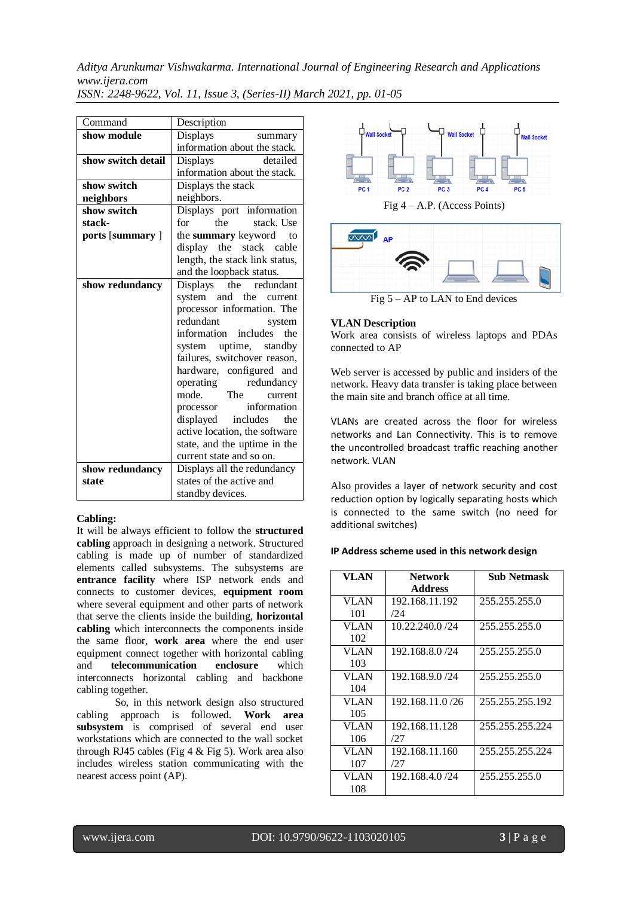| Command | Description |
|---|---|
| **show module** | Displays summary information about the stack. |
| **show switch detail** | Displays detailed information about the stack. |
| **show switch neighbors** | Displays the stack neighbors. |
| **show switch stack-ports** [**summary** ] | Displays port information for the stack. Use the **summary** keyword to display the stack cable length, the stack link status, and the loopback status. |
| **show redundancy** | Displays the redundant system and the current processor information. The redundant system information includes the system uptime, standby failures, switchover reason, hardware, configured and operating redundancy mode. The current processor information displayed includes the active location, the software state, and the uptime in the current state and so on. |
| **show redundancy state** | Displays all the redundancy states of the active and standby devices. |

**Cabling:**

It will be always efficient to follow the **structured cabling** approach in designing a network. Structured cabling is made up of number of standardized elements called subsystems. The subsystems are **entrance facility** where ISP network ends and connects to customer devices, **equipment room** where several equipment and other parts of network that serve the clients inside the building, **horizontal cabling** which interconnects the components inside the same floor, **work area** where the end user equipment connect together with horizontal cabling and **telecommunication enclosure** which interconnects horizontal cabling and backbone cabling together.

So, in this network design also structured cabling approach is followed. **Work area subsystem** is comprised of several end user workstations which are connected to the wall socket through RJ45 cables (Fig 4 & Fig 5). Work area also includes wireless station communicating with the nearest access point (AP).

Wall Socket Wall Socket Wall Socket
PC 1 PC 2 PC 3 PC 4 PC 5

Fig 4 – A.P. (Access Points)

AP

Fig 5 – AP to LAN to End devices

**VLAN Description**

Work area consists of wireless laptops and PDAs connected to AP

Web server is accessed by public and insiders of the network. Heavy data transfer is taking place between the main site and branch office at all time.

VLANs are created across the floor for wireless networks and Lan Connectivity. This is to remove the uncontrolled broadcast traffic reaching another network. VLAN

Also provides a layer of network security and cost reduction option by logically separating hosts which is connected to the same switch (no need for additional switches)

**IP Address scheme used in this network design**

| VLAN | Network Address | Sub Netmask |
|---|---|---|
| VLAN 101 | 192.168.11.192 /24 | 255.255.255.0 |
| VLAN 102 | 10.22.240.0 /24 | 255.255.255.0 |
| VLAN 103 | 192.168.8.0 /24 | 255.255.255.0 |
| VLAN 104 | 192.168.9.0 /24 | 255.255.255.0 |
| VLAN 105 | 192.168.11.0 /26 | 255.255.255.192 |
| VLAN 106 | 192.168.11.128 /27 | 255.255.255.224 |
| VLAN 107 | 192.168.11.160 /27 | 255.255.255.224 |
| VLAN 108 | 192.168.4.0 /24 | 255.255.255.0 |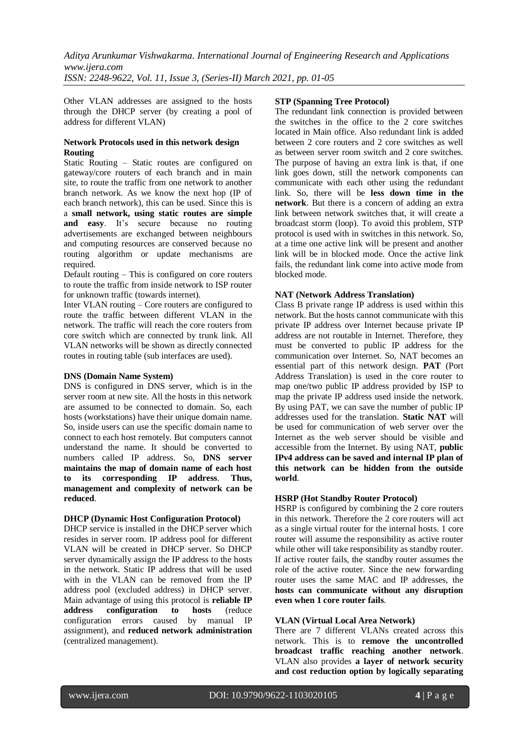Other VLAN addresses are assigned to the hosts through the DHCP server (by creating a pool of address for different VLAN)

**Network Protocols used in this network design**

**Routing**

Static Routing – Static routes are configured on gateway/core routers of each branch and in main site, to route the traffic from one network to another branch network. As we know the next hop (IP of each branch network), this can be used. Since this is a **small network, using static routes are simple and easy**. It's secure because no routing advertisements are exchanged between neighbours and computing resources are conserved because no routing algorithm or update mechanisms are required.

Default routing – This is configured on core routers to route the traffic from inside network to ISP router for unknown traffic (towards internet).

Inter VLAN routing – Core routers are configured to route the traffic between different VLAN in the network. The traffic will reach the core routers from core switch which are connected by trunk link. All VLAN networks will be shown as directly connected routes in routing table (sub interfaces are used).

**DNS (Domain Name System)**

DNS is configured in DNS server, which is in the server room at new site. All the hosts in this network are assumed to be connected to domain. So, each hosts (workstations) have their unique domain name. So, inside users can use the specific domain name to connect to each host remotely. But computers cannot understand the name. It should be converted to numbers called IP address. So, **DNS server maintains the map of domain name of each host to its corresponding IP address**. **Thus, management and complexity of network can be reduced**.

**DHCP (Dynamic Host Configuration Protocol)**

DHCP service is installed in the DHCP server which resides in server room. IP address pool for different VLAN will be created in DHCP server. So DHCP server dynamically assign the IP address to the hosts in the network. Static IP address that will be used with in the VLAN can be removed from the IP address pool (excluded address) in DHCP server. Main advantage of using this protocol is **reliable IP address configuration to hosts** (reduce configuration errors caused by manual IP assignment), and **reduced network administration** (centralized management).

**STP (Spanning Tree Protocol)**

The redundant link connection is provided between the switches in the office to the 2 core switches located in Main office. Also redundant link is added between 2 core routers and 2 core switches as well as between server room switch and 2 core switches. The purpose of having an extra link is that, if one link goes down, still the network components can communicate with each other using the redundant link. So, there will be **less down time in the network**. But there is a concern of adding an extra link between network switches that, it will create a broadcast storm (loop). To avoid this problem, STP protocol is used with in switches in this network. So, at a time one active link will be present and another link will be in blocked mode. Once the active link fails, the redundant link come into active mode from blocked mode.

**NAT (Network Address Translation)**

Class B private range IP address is used within this network. But the hosts cannot communicate with this private IP address over Internet because private IP address are not routable in Internet. Therefore, they must be converted to public IP address for the communication over Internet. So, NAT becomes an essential part of this network design. **PAT** (Port Address Translation) is used in the core router to map one/two public IP address provided by ISP to map the private IP address used inside the network. By using PAT, we can save the number of public IP addresses used for the translation. **Static NAT** will be used for communication of web server over the Internet as the web server should be visible and accessible from the Internet. By using NAT, **public IPv4 address can be saved and internal IP plan of this network can be hidden from the outside world**.

**HSRP (Hot Standby Router Protocol)**

HSRP is configured by combining the 2 core routers in this network. Therefore the 2 core routers will act as a single virtual router for the internal hosts. 1 core router will assume the responsibility as active router while other will take responsibility as standby router. If active router fails, the standby router assumes the role of the active router. Since the new forwarding router uses the same MAC and IP addresses, the **hosts can communicate without any disruption even when 1 core router fails**.

**VLAN (Virtual Local Area Network)**

There are 7 different VLANs created across this network. This is to **remove the uncontrolled broadcast traffic reaching another network**. VLAN also provides **a layer of network security and cost reduction option by logically separating**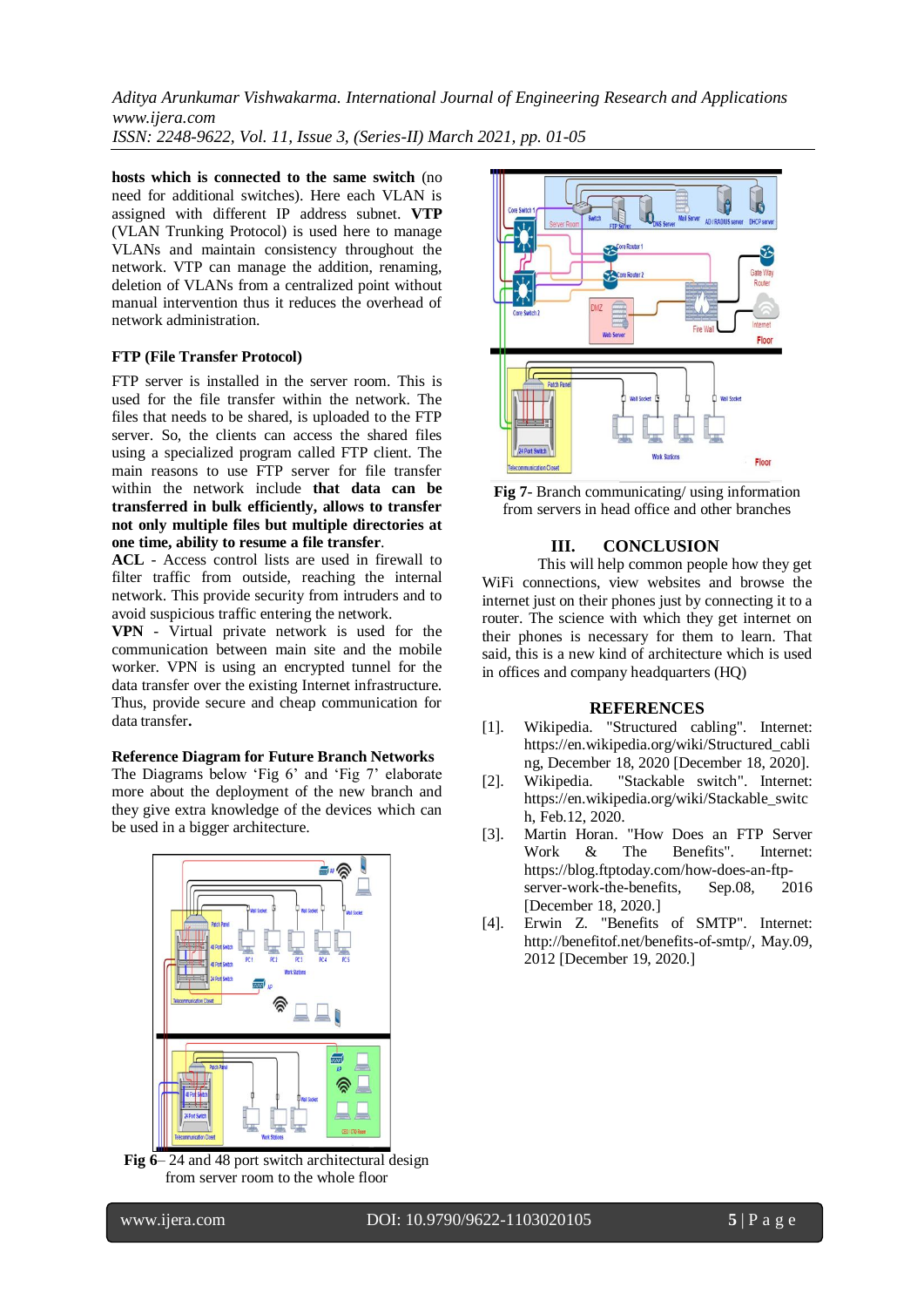**hosts which is connected to the same switch** (no need for additional switches). Here each VLAN is assigned with different IP address subnet. **VTP** (VLAN Trunking Protocol) is used here to manage VLANs and maintain consistency throughout the network. VTP can manage the addition, renaming, deletion of VLANs from a centralized point without manual intervention thus it reduces the overhead of network administration.

**FTP (File Transfer Protocol)**

FTP server is installed in the server room. This is used for the file transfer within the network. The files that needs to be shared, is uploaded to the FTP server. So, the clients can access the shared files using a specialized program called FTP client. The main reasons to use FTP server for file transfer within the network include **that data can be transferred in bulk efficiently, allows to transfer not only multiple files but multiple directories at one time, ability to resume a file transfer**.

**ACL** - Access control lists are used in firewall to filter traffic from outside, reaching the internal network. This provide security from intruders and to avoid suspicious traffic entering the network.

**VPN** - Virtual private network is used for the communication between main site and the mobile worker. VPN is using an encrypted tunnel for the data transfer over the existing Internet infrastructure. Thus, provide secure and cheap communication for data transfer**.**

**Reference Diagram for Future Branch Networks**

The Diagrams below 'Fig 6' and 'Fig 7' elaborate more about the deployment of the new branch and they give extra knowledge of the devices which can be used in a bigger architecture.

**Fig 6**– 24 and 48 port switch architectural design from server room to the whole floor

**Fig 7**- Branch communicating/ using information from servers in head office and other branches

## III. CONCLUSION

This will help common people how they get WiFi connections, view websites and browse the internet just on their phones just by connecting it to a router. The science with which they get internet on their phones is necessary for them to learn. That said, this is a new kind of architecture which is used in offices and company headquarters (HQ)

## REFERENCES

[1]. Wikipedia. "Structured cabling". Internet: https://en.wikipedia.org/wiki/Structured_cabling, December 18, 2020 [December 18, 2020].

[2]. Wikipedia. "Stackable switch". Internet: https://en.wikipedia.org/wiki/Stackable_switch, Feb.12, 2020.

[3]. Martin Horan. "How Does an FTP Server Work & The Benefits". Internet: https://blog.ftptoday.com/how-does-an-ftp-server-work-the-benefits, Sep.08, 2016 [December 18, 2020.]

[4]. Erwin Z. "Benefits of SMTP". Internet: http://benefitof.net/benefits-of-smtp/, May.09, 2012 [December 19, 2020.]